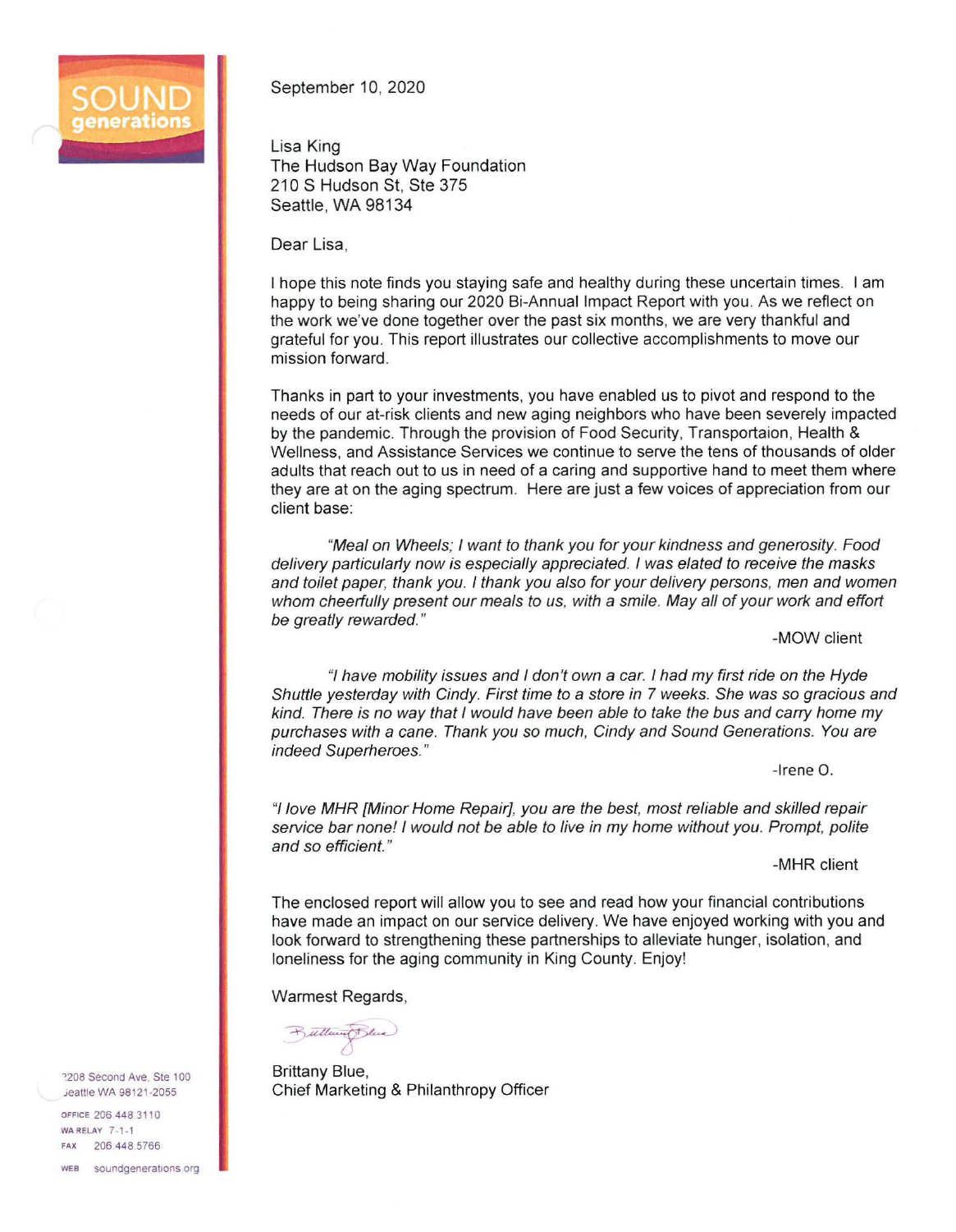SOUND generations

September 10, 2020

Lisa King
The Hudson Bay Way Foundation
210 S Hudson St, Ste 375
Seattle, WA 98134

Dear Lisa,

I hope this note finds you staying safe and healthy during these uncertain times. I am happy to being sharing our 2020 Bi-Annual Impact Report with you. As we reflect on the work we've done together over the past six months, we are very thankful and grateful for you. This report illustrates our collective accomplishments to move our mission forward.

Thanks in part to your investments, you have enabled us to pivot and respond to the needs of our at-risk clients and new aging neighbors who have been severely impacted by the pandemic. Through the provision of Food Security, Transportaion, Health & Wellness, and Assistance Services we continue to serve the tens of thousands of older adults that reach out to us in need of a caring and supportive hand to meet them where they are at on the aging spectrum. Here are just a few voices of appreciation from our client base:

> *"Meal on Wheels; I want to thank you for your kindness and generosity. Food delivery particularly now is especially appreciated. I was elated to receive the masks and toilet paper, thank you. I thank you also for your delivery persons, men and women whom cheerfully present our meals to us, with a smile. May all of your work and effort be greatly rewarded."*
>
> -MOW client

> *"I have mobility issues and I don't own a car. I had my first ride on the Hyde Shuttle yesterday with Cindy. First time to a store in 7 weeks. She was so gracious and kind. There is no way that I would have been able to take the bus and carry home my purchases with a cane. Thank you so much, Cindy and Sound Generations. You are indeed Superheroes."*
>
> -Irene O.

> *"I love MHR [Minor Home Repair], you are the best, most reliable and skilled repair service bar none! I would not be able to live in my home without you. Prompt, polite and so efficient."*
>
> -MHR client

The enclosed report will allow you to see and read how your financial contributions have made an impact on our service delivery. We have enjoyed working with you and look forward to strengthening these partnerships to alleviate hunger, isolation, and loneliness for the aging community in King County. Enjoy!

Warmest Regards,

Brittany Blue,
Chief Marketing & Philanthropy Officer

2208 Second Ave, Ste 100
Seattle WA 98121-2055

OFFICE 206.448.3110
WA RELAY 7-1-1
FAX 206.448.5766

WEB soundgenerations.org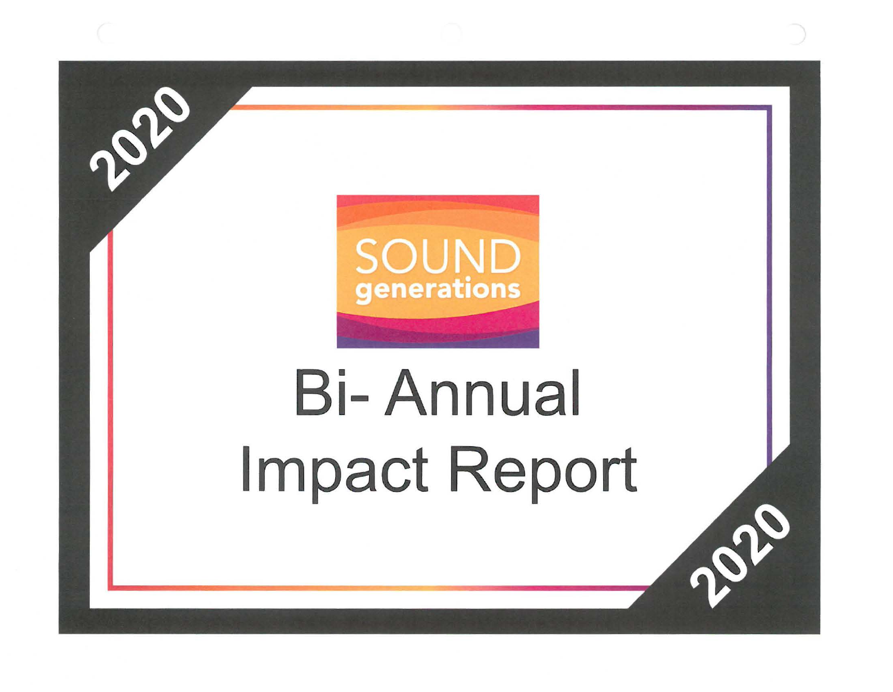2020

SOUND
generations

# Bi- Annual Impact Report

2020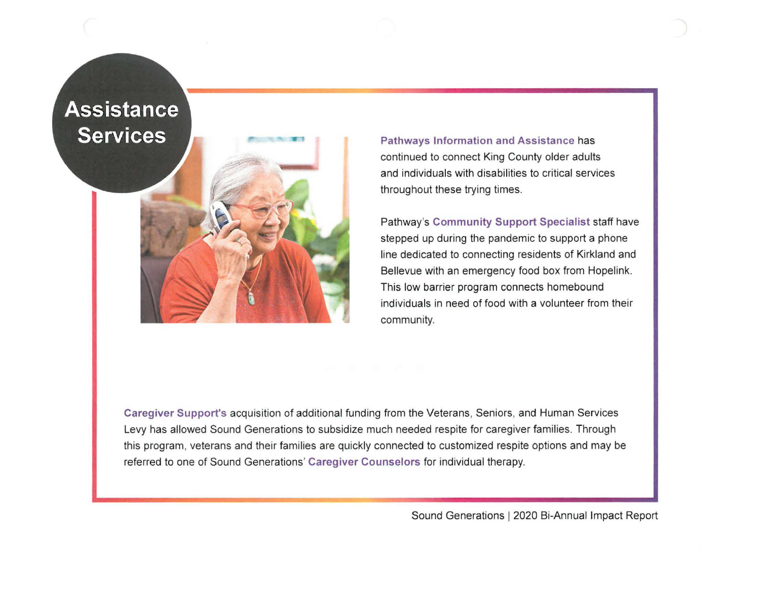# Assistance Services

**Pathways Information and Assistance** has continued to connect King County older adults and individuals with disabilities to critical services throughout these trying times.

Pathway's **Community Support Specialist** staff have stepped up during the pandemic to support a phone line dedicated to connecting residents of Kirkland and Bellevue with an emergency food box from Hopelink. This low barrier program connects homebound individuals in need of food with a volunteer from their community.

**Caregiver Support's** acquisition of additional funding from the Veterans, Seniors, and Human Services Levy has allowed Sound Generations to subsidize much needed respite for caregiver families. Through this program, veterans and their families are quickly connected to customized respite options and may be referred to one of Sound Generations' **Caregiver Counselors** for individual therapy.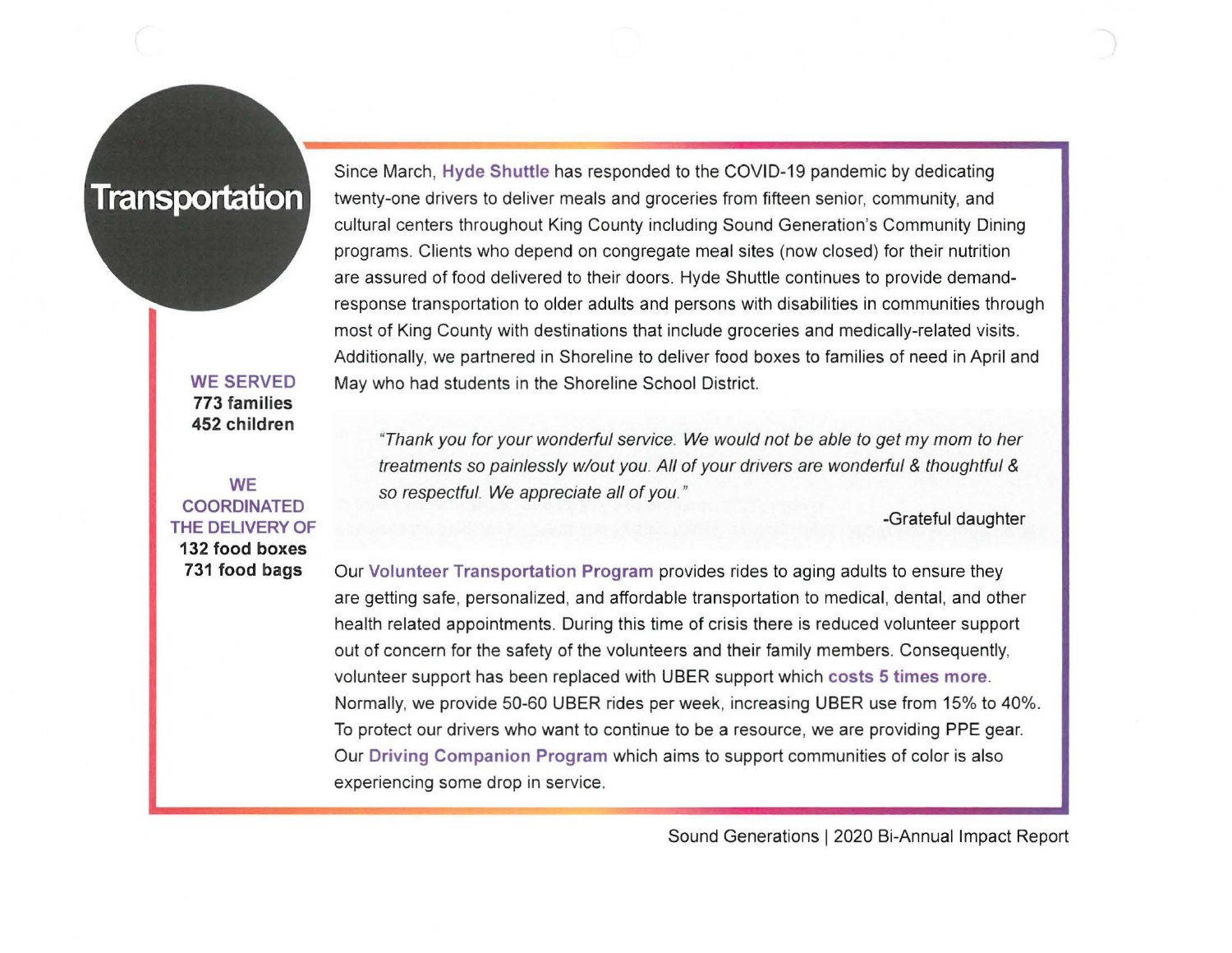# Transportation

**WE SERVED**
**773 families**
**452 children**

**WE COORDINATED THE DELIVERY OF**
**132 food boxes**
**731 food bags**

Since March, **Hyde Shuttle** has responded to the COVID-19 pandemic by dedicating twenty-one drivers to deliver meals and groceries from fifteen senior, community, and cultural centers throughout King County including Sound Generation's Community Dining programs. Clients who depend on congregate meal sites (now closed) for their nutrition are assured of food delivered to their doors. Hyde Shuttle continues to provide demand-response transportation to older adults and persons with disabilities in communities through most of King County with destinations that include groceries and medically-related visits. Additionally, we partnered in Shoreline to deliver food boxes to families of need in April and May who had students in the Shoreline School District.

> *"Thank you for your wonderful service. We would not be able to get my mom to her treatments so painlessly w/out you. All of your drivers are wonderful & thoughtful & so respectful. We appreciate all of you."*
>
> -Grateful daughter

Our **Volunteer Transportation Program** provides rides to aging adults to ensure they are getting safe, personalized, and affordable transportation to medical, dental, and other health related appointments. During this time of crisis there is reduced volunteer support out of concern for the safety of the volunteers and their family members. Consequently, volunteer support has been replaced with UBER support which **costs 5 times more**. Normally, we provide 50-60 UBER rides per week, increasing UBER use from 15% to 40%. To protect our drivers who want to continue to be a resource, we are providing PPE gear. Our **Driving Companion Program** which aims to support communities of color is also experiencing some drop in service.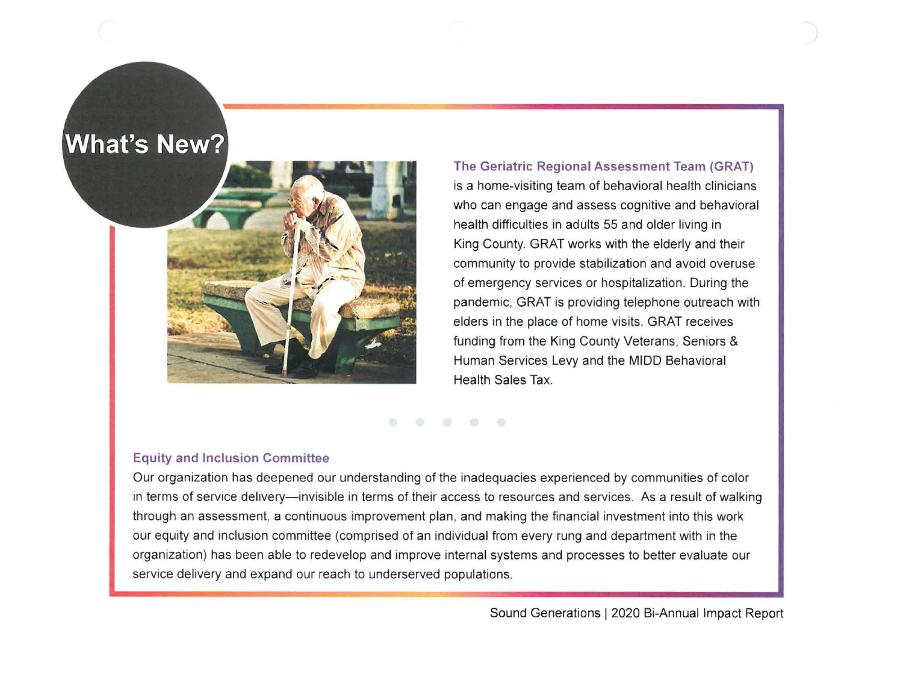## What's New?

**The Geriatric Regional Assessment Team (GRAT)** is a home-visiting team of behavioral health clinicians who can engage and assess cognitive and behavioral health difficulties in adults 55 and older living in King County. GRAT works with the elderly and their community to provide stabilization and avoid overuse of emergency services or hospitalization. During the pandemic, GRAT is providing telephone outreach with elders in the place of home visits. GRAT receives funding from the King County Veterans, Seniors & Human Services Levy and the MIDD Behavioral Health Sales Tax.

### Equity and Inclusion Committee

Our organization has deepened our understanding of the inadequacies experienced by communities of color in terms of service delivery—invisible in terms of their access to resources and services. As a result of walking through an assessment, a continuous improvement plan, and making the financial investment into this work our equity and inclusion committee (comprised of an individual from every rung and department with in the organization) has been able to redevelop and improve internal systems and processes to better evaluate our service delivery and expand our reach to underserved populations.

Sound Generations | 2020 Bi-Annual Impact Report